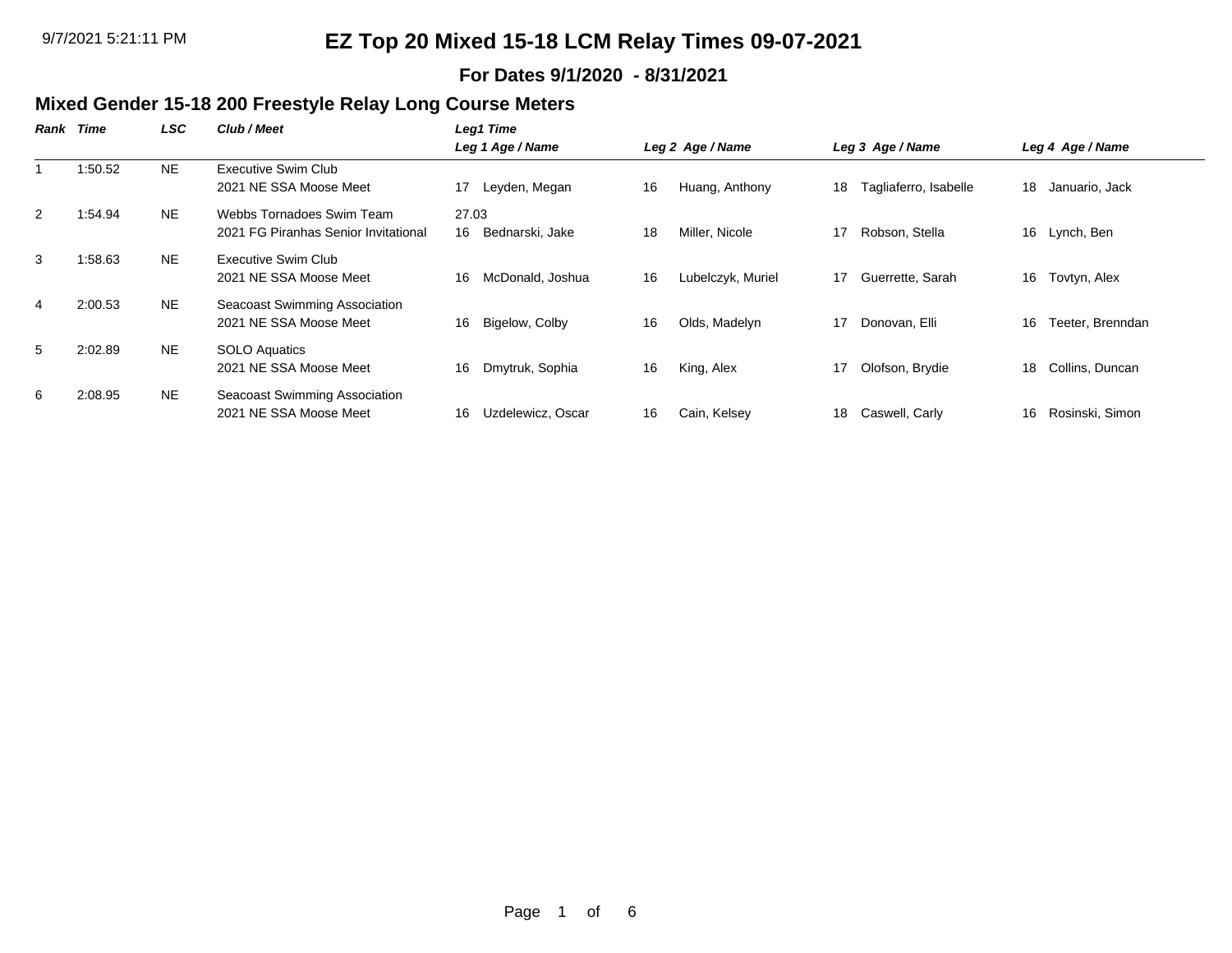9/7/2021 5:21:11 PM

# EZ Top 20 Mixed 15-18 LCM Relay Times 09-07-2021

**For Dates 9/1/2020 - 8/31/2021**

## Mixed Gender 15-18 200 Freestyle Relay Long Course Meters

| Rank | Time | LSC | Club / Meet | Leg1 Time<br>Leg 1 Age / Name | Leg 2 Age / Name | Leg 3 Age / Name | Leg 4 Age / Name |
|---|---|---|---|---|---|---|---|
| 1 | 1:50.52 | NE | Executive Swim Club<br>2021 NE SSA Moose Meet | 17 Leyden, Megan | 16 Huang, Anthony | 18 Tagliaferro, Isabelle | 18 Januario, Jack |
| 2 | 1:54.94 | NE | Webbs Tornadoes Swim Team<br>2021 FG Piranhas Senior Invitational | 27.03<br>16 Bednarski, Jake | 18 Miller, Nicole | 17 Robson, Stella | 16 Lynch, Ben |
| 3 | 1:58.63 | NE | Executive Swim Club<br>2021 NE SSA Moose Meet | 16 McDonald, Joshua | 16 Lubelczyk, Muriel | 17 Guerrette, Sarah | 16 Tovtyn, Alex |
| 4 | 2:00.53 | NE | Seacoast Swimming Association<br>2021 NE SSA Moose Meet | 16 Bigelow, Colby | 16 Olds, Madelyn | 17 Donovan, Elli | 16 Teeter, Brenndan |
| 5 | 2:02.89 | NE | SOLO Aquatics<br>2021 NE SSA Moose Meet | 16 Dmytruk, Sophia | 16 King, Alex | 17 Olofson, Brydie | 18 Collins, Duncan |
| 6 | 2:08.95 | NE | Seacoast Swimming Association<br>2021 NE SSA Moose Meet | 16 Uzdelewicz, Oscar | 16 Cain, Kelsey | 18 Caswell, Carly | 16 Rosinski, Simon |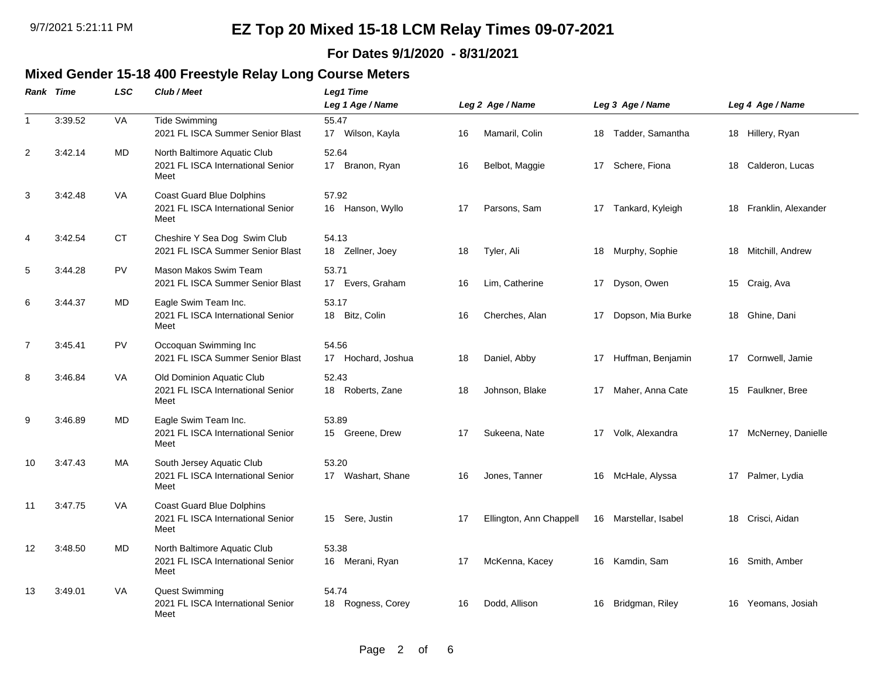# EZ Top 20 Mixed 15-18 LCM Relay Times 09-07-2021

**For Dates 9/1/2020 - 8/31/2021**

## Mixed Gender 15-18 400 Freestyle Relay Long Course Meters

| Rank | Time | LSC | Club / Meet | Leg1 Time / Leg 1 Age / Name | Leg 2 Age / Name | Leg 3 Age / Name | Leg 4 Age / Name |
|---|---|---|---|---|---|---|---|
| 1 | 3:39.52 | VA | Tide Swimming<br>2021 FL ISCA Summer Senior Blast | 55.47<br>17 Wilson, Kayla | 16 Mamaril, Colin | 18 Tadder, Samantha | 18 Hillery, Ryan |
| 2 | 3:42.14 | MD | North Baltimore Aquatic Club<br>2021 FL ISCA International Senior Meet | 52.64<br>17 Branon, Ryan | 16 Belbot, Maggie | 17 Schere, Fiona | 18 Calderon, Lucas |
| 3 | 3:42.48 | VA | Coast Guard Blue Dolphins<br>2021 FL ISCA International Senior Meet | 57.92<br>16 Hanson, Wyllo | 17 Parsons, Sam | 17 Tankard, Kyleigh | 18 Franklin, Alexander |
| 4 | 3:42.54 | CT | Cheshire Y Sea Dog Swim Club<br>2021 FL ISCA Summer Senior Blast | 54.13<br>18 Zellner, Joey | 18 Tyler, Ali | 18 Murphy, Sophie | 18 Mitchill, Andrew |
| 5 | 3:44.28 | PV | Mason Makos Swim Team<br>2021 FL ISCA Summer Senior Blast | 53.71<br>17 Evers, Graham | 16 Lim, Catherine | 17 Dyson, Owen | 15 Craig, Ava |
| 6 | 3:44.37 | MD | Eagle Swim Team Inc.<br>2021 FL ISCA International Senior Meet | 53.17<br>18 Bitz, Colin | 16 Cherches, Alan | 17 Dopson, Mia Burke | 18 Ghine, Dani |
| 7 | 3:45.41 | PV | Occoquan Swimming Inc<br>2021 FL ISCA Summer Senior Blast | 54.56<br>17 Hochard, Joshua | 18 Daniel, Abby | 17 Huffman, Benjamin | 17 Cornwell, Jamie |
| 8 | 3:46.84 | VA | Old Dominion Aquatic Club<br>2021 FL ISCA International Senior Meet | 52.43<br>18 Roberts, Zane | 18 Johnson, Blake | 17 Maher, Anna Cate | 15 Faulkner, Bree |
| 9 | 3:46.89 | MD | Eagle Swim Team Inc.<br>2021 FL ISCA International Senior Meet | 53.89<br>15 Greene, Drew | 17 Sukeena, Nate | 17 Volk, Alexandra | 17 McNerney, Danielle |
| 10 | 3:47.43 | MA | South Jersey Aquatic Club<br>2021 FL ISCA International Senior Meet | 53.20<br>17 Washart, Shane | 16 Jones, Tanner | 16 McHale, Alyssa | 17 Palmer, Lydia |
| 11 | 3:47.75 | VA | Coast Guard Blue Dolphins<br>2021 FL ISCA International Senior Meet | 15 Sere, Justin | 17 Ellington, Ann Chappell | 16 Marstellar, Isabel | 18 Crisci, Aidan |
| 12 | 3:48.50 | MD | North Baltimore Aquatic Club<br>2021 FL ISCA International Senior Meet | 53.38<br>16 Merani, Ryan | 17 McKenna, Kacey | 16 Kamdin, Sam | 16 Smith, Amber |
| 13 | 3:49.01 | VA | Quest Swimming<br>2021 FL ISCA International Senior Meet | 54.74<br>18 Rogness, Corey | 16 Dodd, Allison | 16 Bridgman, Riley | 16 Yeomans, Josiah |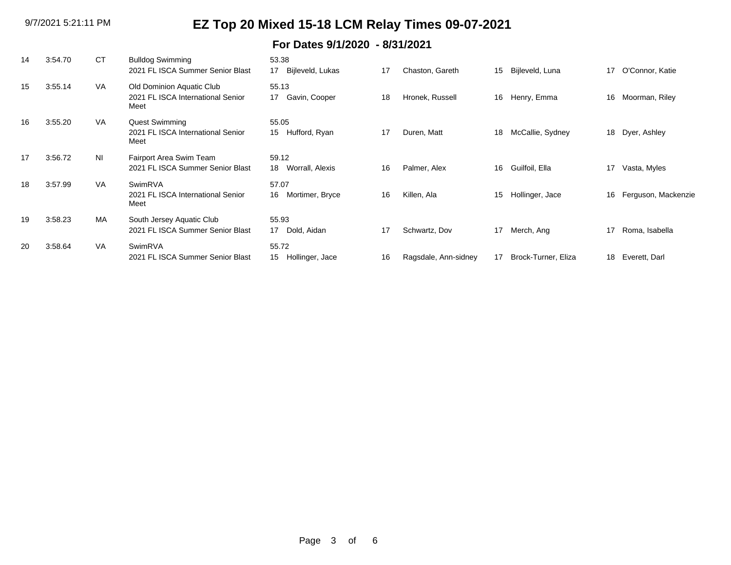# EZ Top 20 Mixed 15-18 LCM Relay Times 09-07-2021

## For Dates 9/1/2020 - 8/31/2021

| Rank | Time | LSC | Team / Meet | Age | Swimmer 1 | Age | Swimmer 2 | Age | Swimmer 3 | Age | Swimmer 4 |
|---|---|---|---|---|---|---|---|---|---|---|---|
| 14 | 3:54.70 | CT | Bulldog Swimming<br>2021 FL ISCA Summer Senior Blast | 53.38<br>17 | Bijleveld, Lukas | 17 | Chaston, Gareth | 15 | Bijleveld, Luna | 17 | O'Connor, Katie |
| 15 | 3:55.14 | VA | Old Dominion Aquatic Club<br>2021 FL ISCA International Senior Meet | 55.13<br>17 | Gavin, Cooper | 18 | Hronek, Russell | 16 | Henry, Emma | 16 | Moorman, Riley |
| 16 | 3:55.20 | VA | Quest Swimming<br>2021 FL ISCA International Senior Meet | 55.05<br>15 | Hufford, Ryan | 17 | Duren, Matt | 18 | McCallie, Sydney | 18 | Dyer, Ashley |
| 17 | 3:56.72 | NI | Fairport Area Swim Team<br>2021 FL ISCA Summer Senior Blast | 59.12<br>18 | Worrall, Alexis | 16 | Palmer, Alex | 16 | Guilfoil, Ella | 17 | Vasta, Myles |
| 18 | 3:57.99 | VA | SwimRVA<br>2021 FL ISCA International Senior Meet | 57.07<br>16 | Mortimer, Bryce | 16 | Killen, Ala | 15 | Hollinger, Jace | 16 | Ferguson, Mackenzie |
| 19 | 3:58.23 | MA | South Jersey Aquatic Club<br>2021 FL ISCA Summer Senior Blast | 55.93<br>17 | Dold, Aidan | 17 | Schwartz, Dov | 17 | Merch, Ang | 17 | Roma, Isabella |
| 20 | 3:58.64 | VA | SwimRVA<br>2021 FL ISCA Summer Senior Blast | 55.72<br>15 | Hollinger, Jace | 16 | Ragsdale, Ann-sidney | 17 | Brock-Turner, Eliza | 18 | Everett, Darl |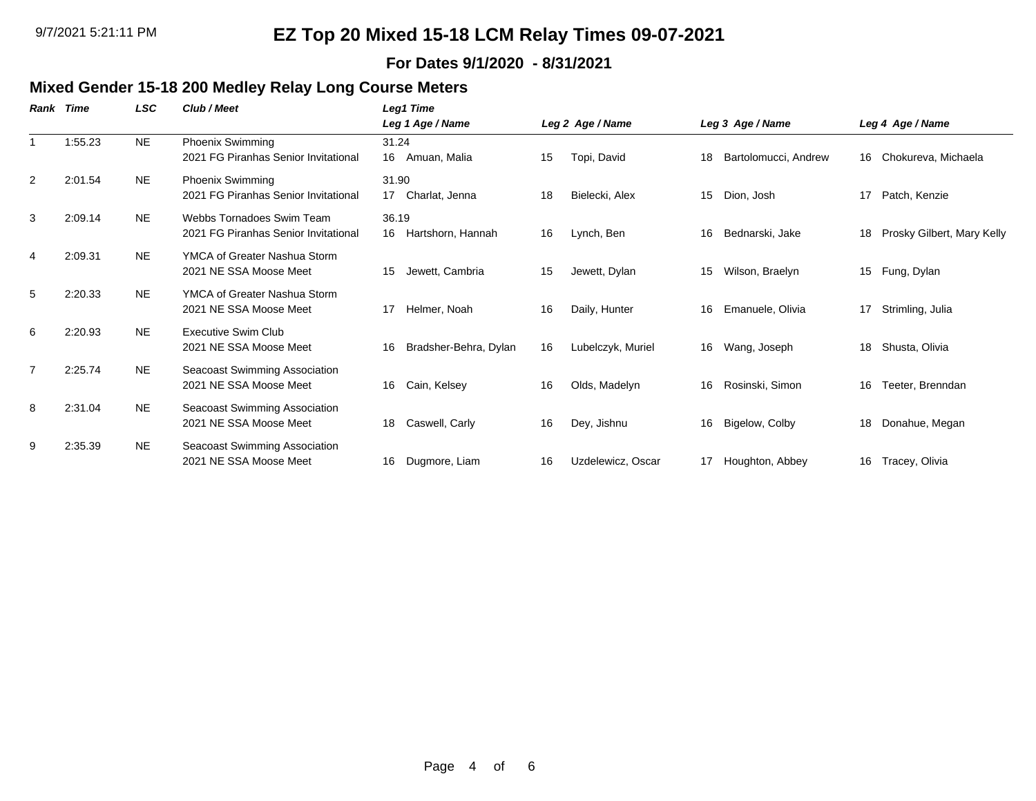# EZ Top 20 Mixed 15-18 LCM Relay Times 09-07-2021

**For Dates 9/1/2020 - 8/31/2021**

## Mixed Gender 15-18 200 Medley Relay Long Course Meters

| Rank | Time | LSC | Club / Meet | Leg1 Time / Leg 1 Age / Name | Leg 2 Age / Name | Leg 3 Age / Name | Leg 4 Age / Name |
|---|---|---|---|---|---|---|---|
| 1 | 1:55.23 | NE | Phoenix Swimming<br>2021 FG Piranhas Senior Invitational | 31.24<br>16 Amuan, Malia | 15 Topi, David | 18 Bartolomucci, Andrew | 16 Chokureva, Michaela |
| 2 | 2:01.54 | NE | Phoenix Swimming<br>2021 FG Piranhas Senior Invitational | 31.90<br>17 Charlat, Jenna | 18 Bielecki, Alex | 15 Dion, Josh | 17 Patch, Kenzie |
| 3 | 2:09.14 | NE | Webbs Tornadoes Swim Team<br>2021 FG Piranhas Senior Invitational | 36.19<br>16 Hartshorn, Hannah | 16 Lynch, Ben | 16 Bednarski, Jake | 18 Prosky Gilbert, Mary Kelly |
| 4 | 2:09.31 | NE | YMCA of Greater Nashua Storm<br>2021 NE SSA Moose Meet | 15 Jewett, Cambria | 15 Jewett, Dylan | 15 Wilson, Braelyn | 15 Fung, Dylan |
| 5 | 2:20.33 | NE | YMCA of Greater Nashua Storm<br>2021 NE SSA Moose Meet | 17 Helmer, Noah | 16 Daily, Hunter | 16 Emanuele, Olivia | 17 Strimling, Julia |
| 6 | 2:20.93 | NE | Executive Swim Club<br>2021 NE SSA Moose Meet | 16 Bradsher-Behra, Dylan | 16 Lubelczyk, Muriel | 16 Wang, Joseph | 18 Shusta, Olivia |
| 7 | 2:25.74 | NE | Seacoast Swimming Association<br>2021 NE SSA Moose Meet | 16 Cain, Kelsey | 16 Olds, Madelyn | 16 Rosinski, Simon | 16 Teeter, Brenndan |
| 8 | 2:31.04 | NE | Seacoast Swimming Association<br>2021 NE SSA Moose Meet | 18 Caswell, Carly | 16 Dey, Jishnu | 16 Bigelow, Colby | 18 Donahue, Megan |
| 9 | 2:35.39 | NE | Seacoast Swimming Association<br>2021 NE SSA Moose Meet | 16 Dugmore, Liam | 16 Uzdelewicz, Oscar | 17 Houghton, Abbey | 16 Tracey, Olivia |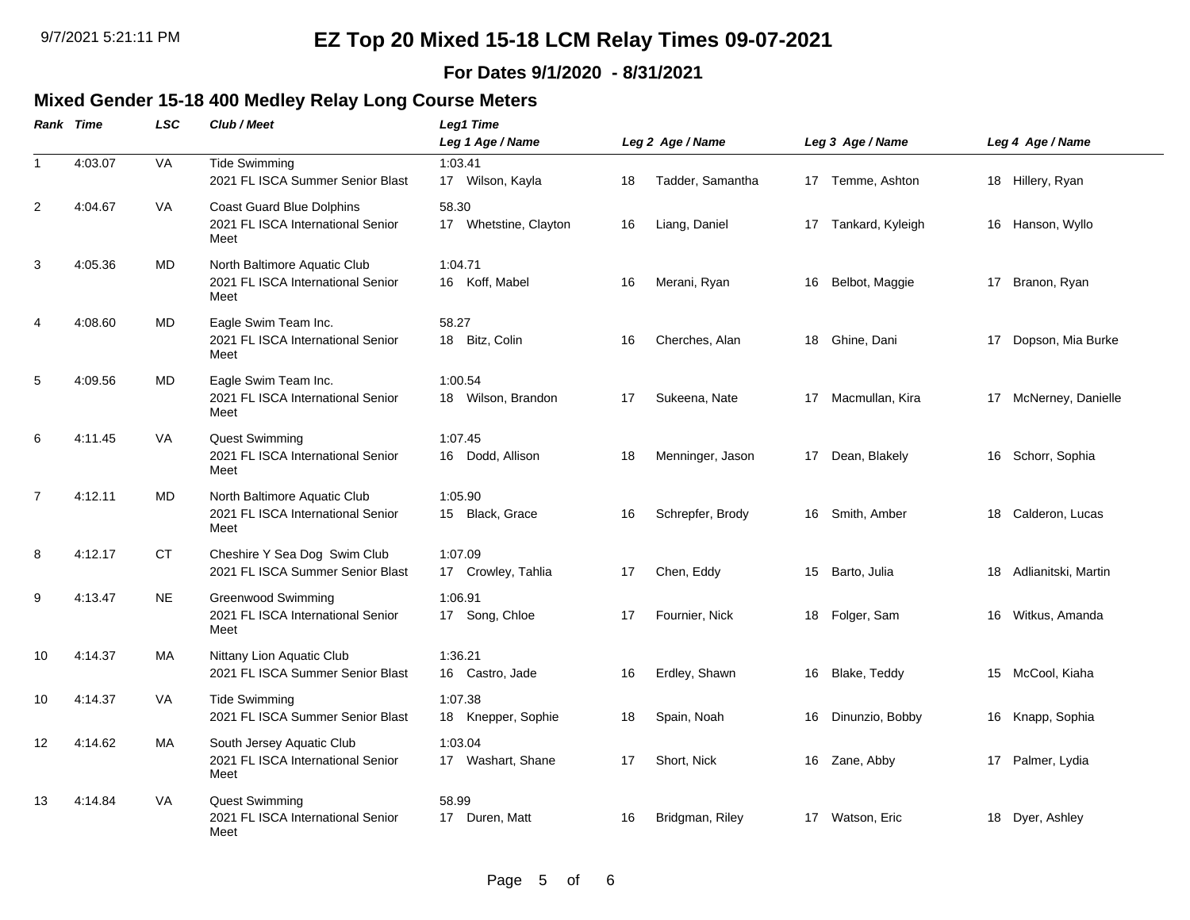# EZ Top 20 Mixed 15-18 LCM Relay Times 09-07-2021

**For Dates 9/1/2020 - 8/31/2021**

## Mixed Gender 15-18 400 Medley Relay Long Course Meters

| Rank | Time | LSC | Club / Meet | Leg1 Time / Leg 1 Age / Name | Leg 2 Age / Name | Leg 3 Age / Name | Leg 4 Age / Name |
|---|---|---|---|---|---|---|---|
| 1 | 4:03.07 | VA | Tide Swimming<br>2021 FL ISCA Summer Senior Blast | 1:03.41<br>17 Wilson, Kayla | 18 Tadder, Samantha | 17 Temme, Ashton | 18 Hillery, Ryan |
| 2 | 4:04.67 | VA | Coast Guard Blue Dolphins<br>2021 FL ISCA International Senior Meet | 58.30<br>17 Whetstine, Clayton | 16 Liang, Daniel | 17 Tankard, Kyleigh | 16 Hanson, Wyllo |
| 3 | 4:05.36 | MD | North Baltimore Aquatic Club<br>2021 FL ISCA International Senior Meet | 1:04.71<br>16 Koff, Mabel | 16 Merani, Ryan | 16 Belbot, Maggie | 17 Branon, Ryan |
| 4 | 4:08.60 | MD | Eagle Swim Team Inc.<br>2021 FL ISCA International Senior Meet | 58.27<br>18 Bitz, Colin | 16 Cherches, Alan | 18 Ghine, Dani | 17 Dopson, Mia Burke |
| 5 | 4:09.56 | MD | Eagle Swim Team Inc.<br>2021 FL ISCA International Senior Meet | 1:00.54<br>18 Wilson, Brandon | 17 Sukeena, Nate | 17 Macmullan, Kira | 17 McNerney, Danielle |
| 6 | 4:11.45 | VA | Quest Swimming<br>2021 FL ISCA International Senior Meet | 1:07.45<br>16 Dodd, Allison | 18 Menninger, Jason | 17 Dean, Blakely | 16 Schorr, Sophia |
| 7 | 4:12.11 | MD | North Baltimore Aquatic Club<br>2021 FL ISCA International Senior Meet | 1:05.90<br>15 Black, Grace | 16 Schrepfer, Brody | 16 Smith, Amber | 18 Calderon, Lucas |
| 8 | 4:12.17 | CT | Cheshire Y Sea Dog Swim Club<br>2021 FL ISCA Summer Senior Blast | 1:07.09<br>17 Crowley, Tahlia | 17 Chen, Eddy | 15 Barto, Julia | 18 Adlianitski, Martin |
| 9 | 4:13.47 | NE | Greenwood Swimming<br>2021 FL ISCA International Senior Meet | 1:06.91<br>17 Song, Chloe | 17 Fournier, Nick | 18 Folger, Sam | 16 Witkus, Amanda |
| 10 | 4:14.37 | MA | Nittany Lion Aquatic Club<br>2021 FL ISCA Summer Senior Blast | 1:36.21<br>16 Castro, Jade | 16 Erdley, Shawn | 16 Blake, Teddy | 15 McCool, Kiaha |
| 10 | 4:14.37 | VA | Tide Swimming<br>2021 FL ISCA Summer Senior Blast | 1:07.38<br>18 Knepper, Sophie | 18 Spain, Noah | 16 Dinunzio, Bobby | 16 Knapp, Sophia |
| 12 | 4:14.62 | MA | South Jersey Aquatic Club<br>2021 FL ISCA International Senior Meet | 1:03.04<br>17 Washart, Shane | 17 Short, Nick | 16 Zane, Abby | 17 Palmer, Lydia |
| 13 | 4:14.84 | VA | Quest Swimming<br>2021 FL ISCA International Senior Meet | 58.99<br>17 Duren, Matt | 16 Bridgman, Riley | 17 Watson, Eric | 18 Dyer, Ashley |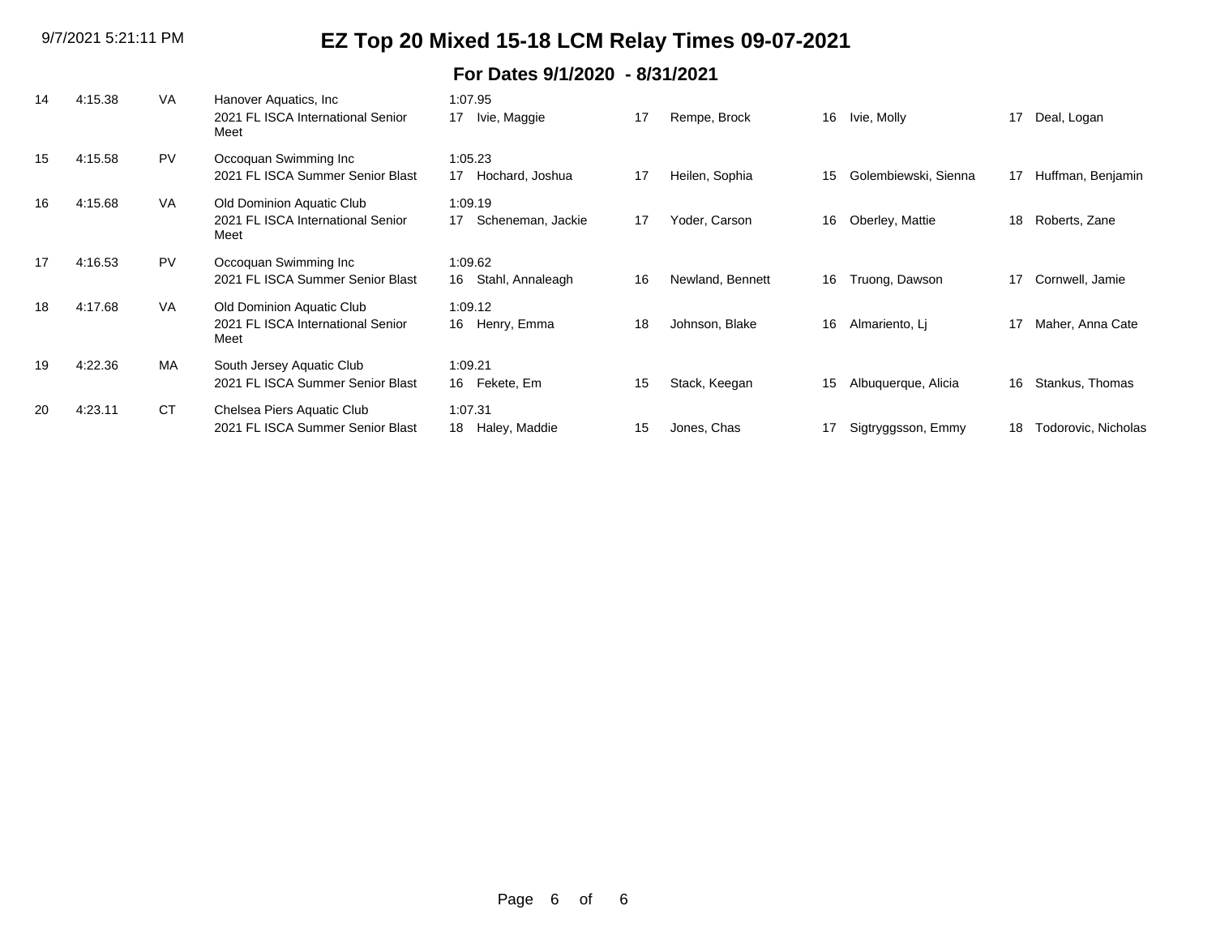# EZ Top 20 Mixed 15-18 LCM Relay Times 09-07-2021

## For Dates 9/1/2020 - 8/31/2021

| | | | | | | | | | | | |
|---|---|---|---|---|---|---|---|---|---|---|---|
| 14 | 4:15.38 | VA | Hanover Aquatics, Inc<br>2021 FL ISCA International Senior Meet | 1:07.95<br>17 Ivie, Maggie | 17 | Rempe, Brock | 16 | Ivie, Molly | 17 | Deal, Logan | |
| 15 | 4:15.58 | PV | Occoquan Swimming Inc<br>2021 FL ISCA Summer Senior Blast | 1:05.23<br>17 Hochard, Joshua | 17 | Heilen, Sophia | 15 | Golembiewski, Sienna | 17 | Huffman, Benjamin | |
| 16 | 4:15.68 | VA | Old Dominion Aquatic Club<br>2021 FL ISCA International Senior Meet | 1:09.19<br>17 Scheneman, Jackie | 17 | Yoder, Carson | 16 | Oberley, Mattie | 18 | Roberts, Zane | |
| 17 | 4:16.53 | PV | Occoquan Swimming Inc<br>2021 FL ISCA Summer Senior Blast | 1:09.62<br>16 Stahl, Annaleagh | 16 | Newland, Bennett | 16 | Truong, Dawson | 17 | Cornwell, Jamie | |
| 18 | 4:17.68 | VA | Old Dominion Aquatic Club<br>2021 FL ISCA International Senior Meet | 1:09.12<br>16 Henry, Emma | 18 | Johnson, Blake | 16 | Almariento, Lj | 17 | Maher, Anna Cate | |
| 19 | 4:22.36 | MA | South Jersey Aquatic Club<br>2021 FL ISCA Summer Senior Blast | 1:09.21<br>16 Fekete, Em | 15 | Stack, Keegan | 15 | Albuquerque, Alicia | 16 | Stankus, Thomas | |
| 20 | 4:23.11 | CT | Chelsea Piers Aquatic Club<br>2021 FL ISCA Summer Senior Blast | 1:07.31<br>18 Haley, Maddie | 15 | Jones, Chas | 17 | Sigtryggsson, Emmy | 18 | Todorovic, Nicholas | |